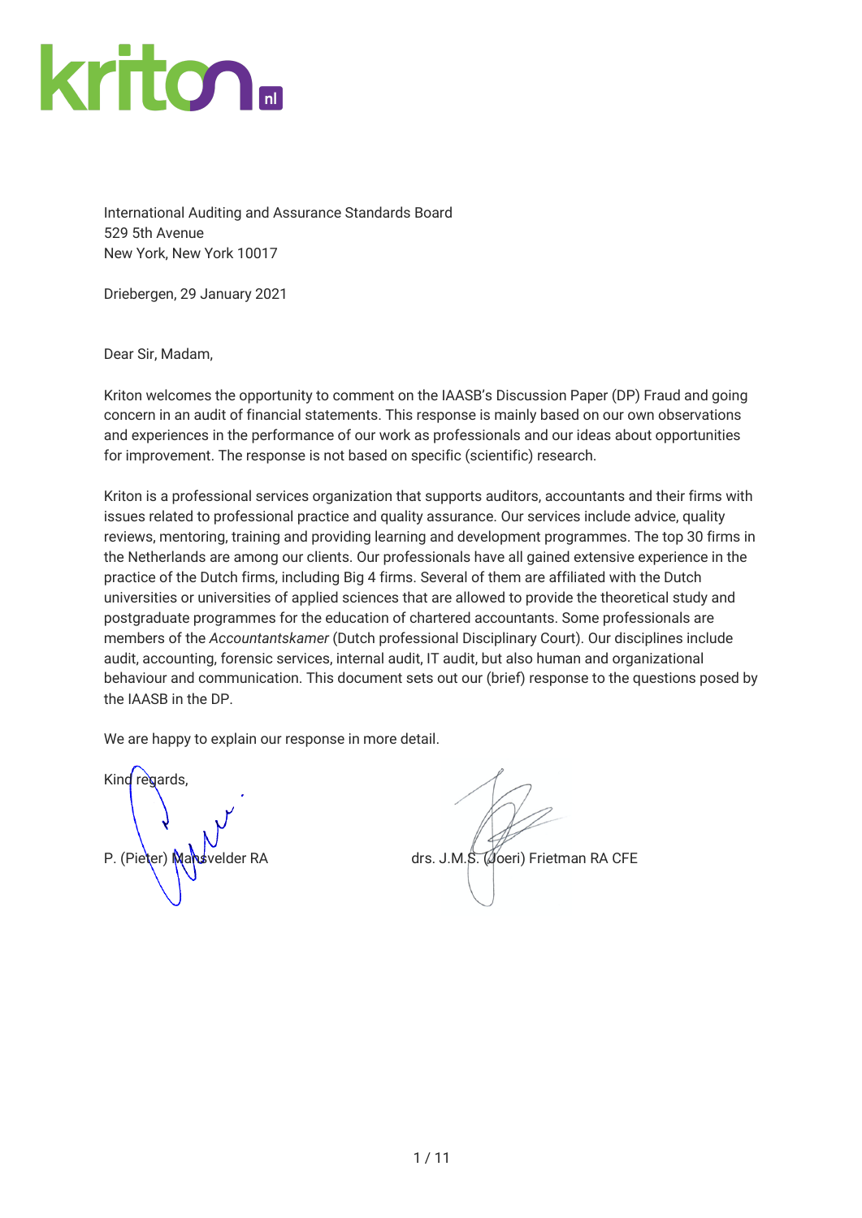kriton.nl

International Auditing and Assurance Standards Board
529 5th Avenue
New York, New York 10017

Driebergen, 29 January 2021

Dear Sir, Madam,

Kriton welcomes the opportunity to comment on the IAASB's Discussion Paper (DP) Fraud and going concern in an audit of financial statements. This response is mainly based on our own observations and experiences in the performance of our work as professionals and our ideas about opportunities for improvement. The response is not based on specific (scientific) research.

Kriton is a professional services organization that supports auditors, accountants and their firms with issues related to professional practice and quality assurance. Our services include advice, quality reviews, mentoring, training and providing learning and development programmes. The top 30 firms in the Netherlands are among our clients. Our professionals have all gained extensive experience in the practice of the Dutch firms, including Big 4 firms. Several of them are affiliated with the Dutch universities or universities of applied sciences that are allowed to provide the theoretical study and postgraduate programmes for the education of chartered accountants. Some professionals are members of the *Accountantskamer* (Dutch professional Disciplinary Court). Our disciplines include audit, accounting, forensic services, internal audit, IT audit, but also human and organizational behaviour and communication. This document sets out our (brief) response to the questions posed by the IAASB in the DP.

We are happy to explain our response in more detail.

Kind regards,

P. (Pieter) Mansvelder RA

drs. J.M.S. (Joeri) Frietman RA CFE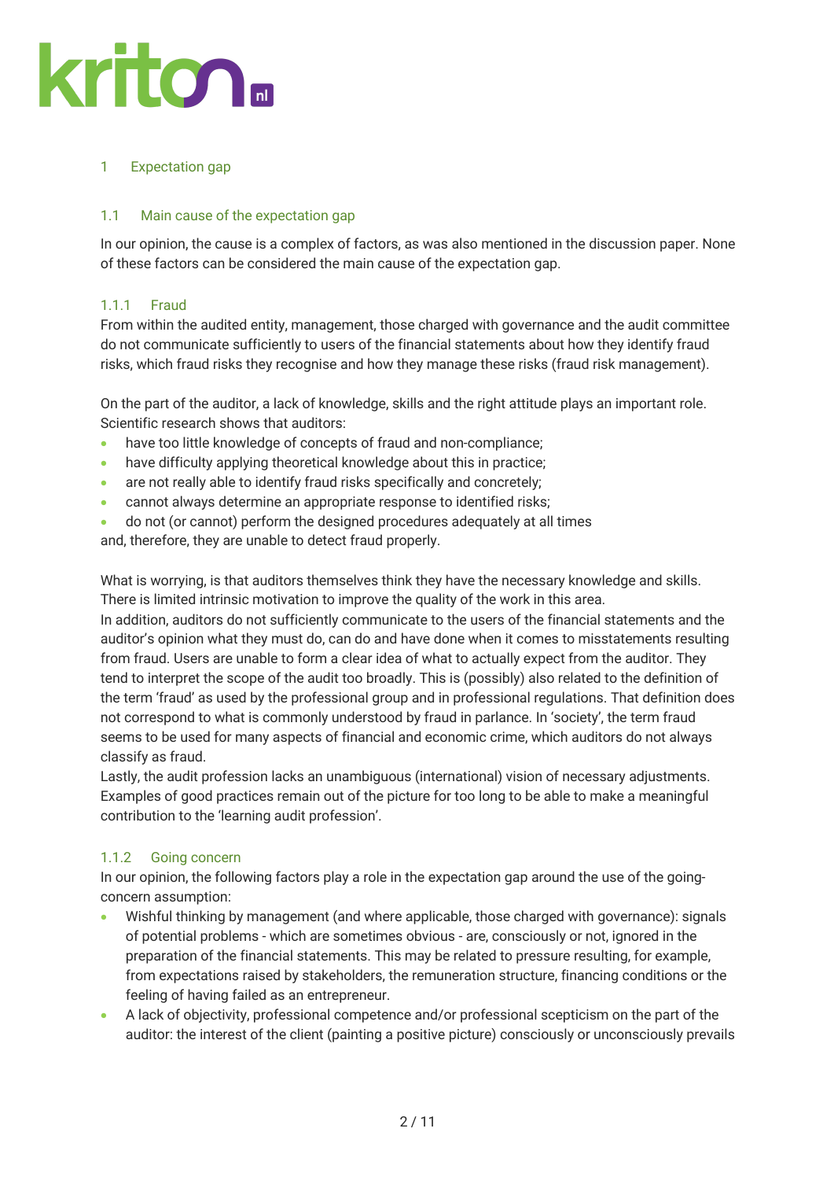## 1 Expectation gap

### 1.1 Main cause of the expectation gap

In our opinion, the cause is a complex of factors, as was also mentioned in the discussion paper. None of these factors can be considered the main cause of the expectation gap.

#### 1.1.1 Fraud

From within the audited entity, management, those charged with governance and the audit committee do not communicate sufficiently to users of the financial statements about how they identify fraud risks, which fraud risks they recognise and how they manage these risks (fraud risk management).

On the part of the auditor, a lack of knowledge, skills and the right attitude plays an important role. Scientific research shows that auditors:

- have too little knowledge of concepts of fraud and non-compliance;
- have difficulty applying theoretical knowledge about this in practice;
- are not really able to identify fraud risks specifically and concretely;
- cannot always determine an appropriate response to identified risks;
- do not (or cannot) perform the designed procedures adequately at all times

and, therefore, they are unable to detect fraud properly.

What is worrying, is that auditors themselves think they have the necessary knowledge and skills. There is limited intrinsic motivation to improve the quality of the work in this area.
In addition, auditors do not sufficiently communicate to the users of the financial statements and the auditor's opinion what they must do, can do and have done when it comes to misstatements resulting from fraud. Users are unable to form a clear idea of what to actually expect from the auditor. They tend to interpret the scope of the audit too broadly. This is (possibly) also related to the definition of the term 'fraud' as used by the professional group and in professional regulations. That definition does not correspond to what is commonly understood by fraud in parlance. In 'society', the term fraud seems to be used for many aspects of financial and economic crime, which auditors do not always classify as fraud.
Lastly, the audit profession lacks an unambiguous (international) vision of necessary adjustments. Examples of good practices remain out of the picture for too long to be able to make a meaningful contribution to the 'learning audit profession'.

#### 1.1.2 Going concern

In our opinion, the following factors play a role in the expectation gap around the use of the going-concern assumption:

- Wishful thinking by management (and where applicable, those charged with governance): signals of potential problems - which are sometimes obvious - are, consciously or not, ignored in the preparation of the financial statements. This may be related to pressure resulting, for example, from expectations raised by stakeholders, the remuneration structure, financing conditions or the feeling of having failed as an entrepreneur.
- A lack of objectivity, professional competence and/or professional scepticism on the part of the auditor: the interest of the client (painting a positive picture) consciously or unconsciously prevails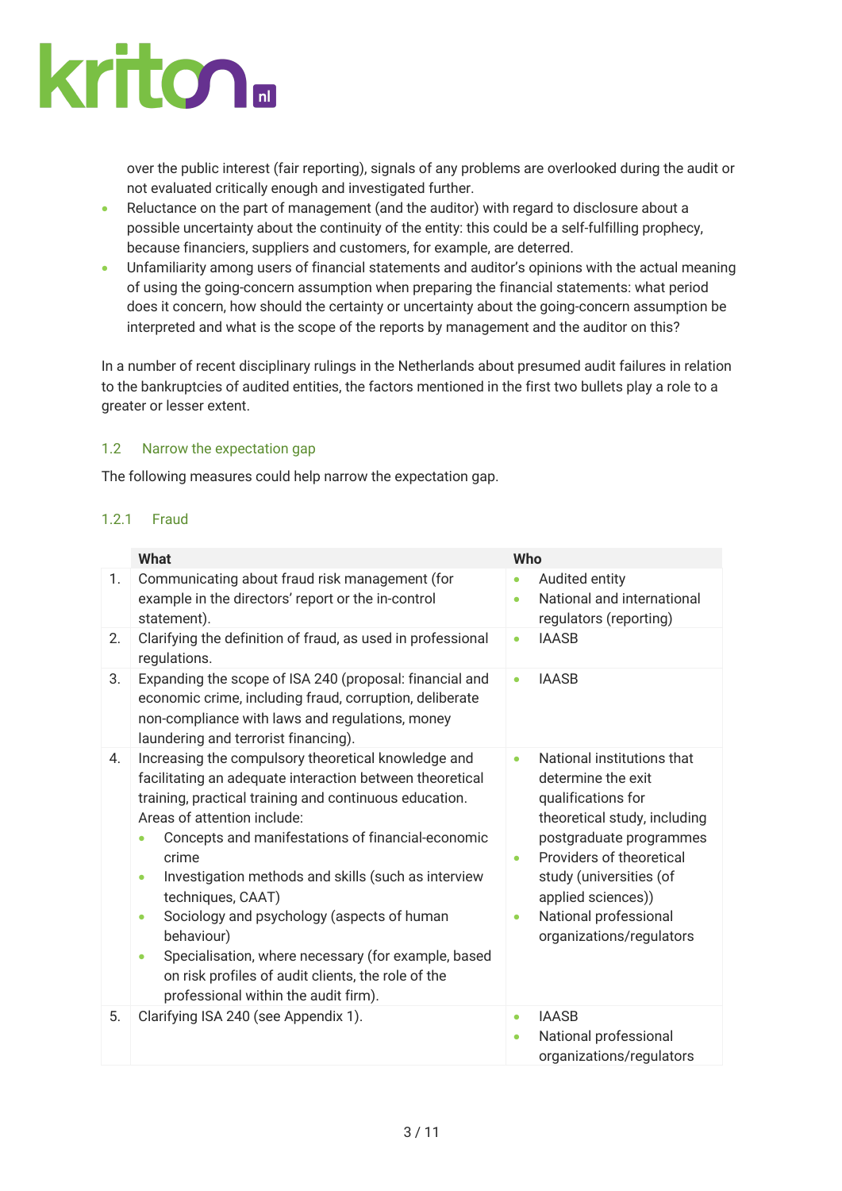over the public interest (fair reporting), signals of any problems are overlooked during the audit or not evaluated critically enough and investigated further.

- Reluctance on the part of management (and the auditor) with regard to disclosure about a possible uncertainty about the continuity of the entity: this could be a self-fulfilling prophecy, because financiers, suppliers and customers, for example, are deterred.
- Unfamiliarity among users of financial statements and auditor's opinions with the actual meaning of using the going-concern assumption when preparing the financial statements: what period does it concern, how should the certainty or uncertainty about the going-concern assumption be interpreted and what is the scope of the reports by management and the auditor on this?

In a number of recent disciplinary rulings in the Netherlands about presumed audit failures in relation to the bankruptcies of audited entities, the factors mentioned in the first two bullets play a role to a greater or lesser extent.

## 1.2 Narrow the expectation gap

The following measures could help narrow the expectation gap.

### 1.2.1 Fraud

| | What | Who |
|---|---|---|
| 1. | Communicating about fraud risk management (for example in the directors' report or the in-control statement). | • Audited entity<br>• National and international regulators (reporting) |
| 2. | Clarifying the definition of fraud, as used in professional regulations. | • IAASB |
| 3. | Expanding the scope of ISA 240 (proposal: financial and economic crime, including fraud, corruption, deliberate non-compliance with laws and regulations, money laundering and terrorist financing). | • IAASB |
| 4. | Increasing the compulsory theoretical knowledge and facilitating an adequate interaction between theoretical training, practical training and continuous education. Areas of attention include:<br>• Concepts and manifestations of financial-economic crime<br>• Investigation methods and skills (such as interview techniques, CAAT)<br>• Sociology and psychology (aspects of human behaviour)<br>• Specialisation, where necessary (for example, based on risk profiles of audit clients, the role of the professional within the audit firm). | • National institutions that determine the exit qualifications for theoretical study, including postgraduate programmes<br>• Providers of theoretical study (universities (of applied sciences))<br>• National professional organizations/regulators |
| 5. | Clarifying ISA 240 (see Appendix 1). | • IAASB<br>• National professional organizations/regulators |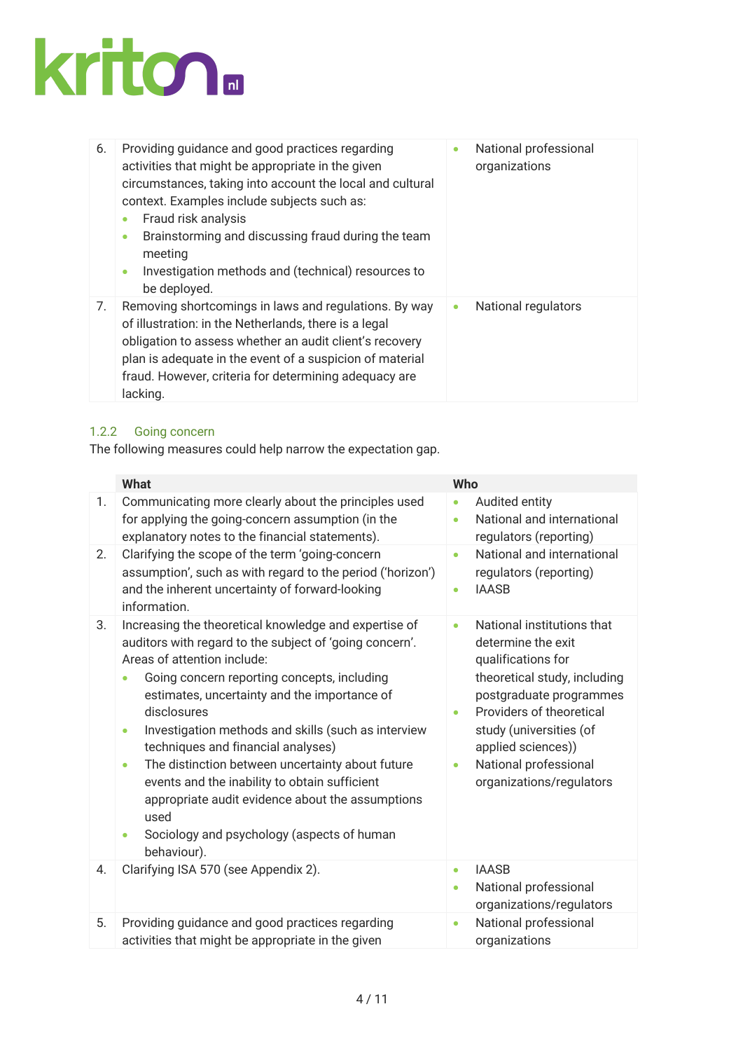| | | |
|---|---|---|
| 6. | Providing guidance and good practices regarding activities that might be appropriate in the given circumstances, taking into account the local and cultural context. Examples include subjects such as:<br>• Fraud risk analysis<br>• Brainstorming and discussing fraud during the team meeting<br>• Investigation methods and (technical) resources to be deployed. | • National professional organizations |
| 7. | Removing shortcomings in laws and regulations. By way of illustration: in the Netherlands, there is a legal obligation to assess whether an audit client's recovery plan is adequate in the event of a suspicion of material fraud. However, criteria for determining adequacy are lacking. | • National regulators |

### 1.2.2 Going concern

The following measures could help narrow the expectation gap.

| | What | Who |
|---|---|---|
| 1. | Communicating more clearly about the principles used for applying the going-concern assumption (in the explanatory notes to the financial statements). | • Audited entity<br>• National and international regulators (reporting) |
| 2. | Clarifying the scope of the term 'going-concern assumption', such as with regard to the period ('horizon') and the inherent uncertainty of forward-looking information. | • National and international regulators (reporting)<br>• IAASB |
| 3. | Increasing the theoretical knowledge and expertise of auditors with regard to the subject of 'going concern'. Areas of attention include:<br>• Going concern reporting concepts, including estimates, uncertainty and the importance of disclosures<br>• Investigation methods and skills (such as interview techniques and financial analyses)<br>• The distinction between uncertainty about future events and the inability to obtain sufficient appropriate audit evidence about the assumptions used<br>• Sociology and psychology (aspects of human behaviour). | • National institutions that determine the exit qualifications for theoretical study, including postgraduate programmes<br>• Providers of theoretical study (universities (of applied sciences))<br>• National professional organizations/regulators |
| 4. | Clarifying ISA 570 (see Appendix 2). | • IAASB<br>• National professional organizations/regulators |
| 5. | Providing guidance and good practices regarding activities that might be appropriate in the given | • National professional organizations |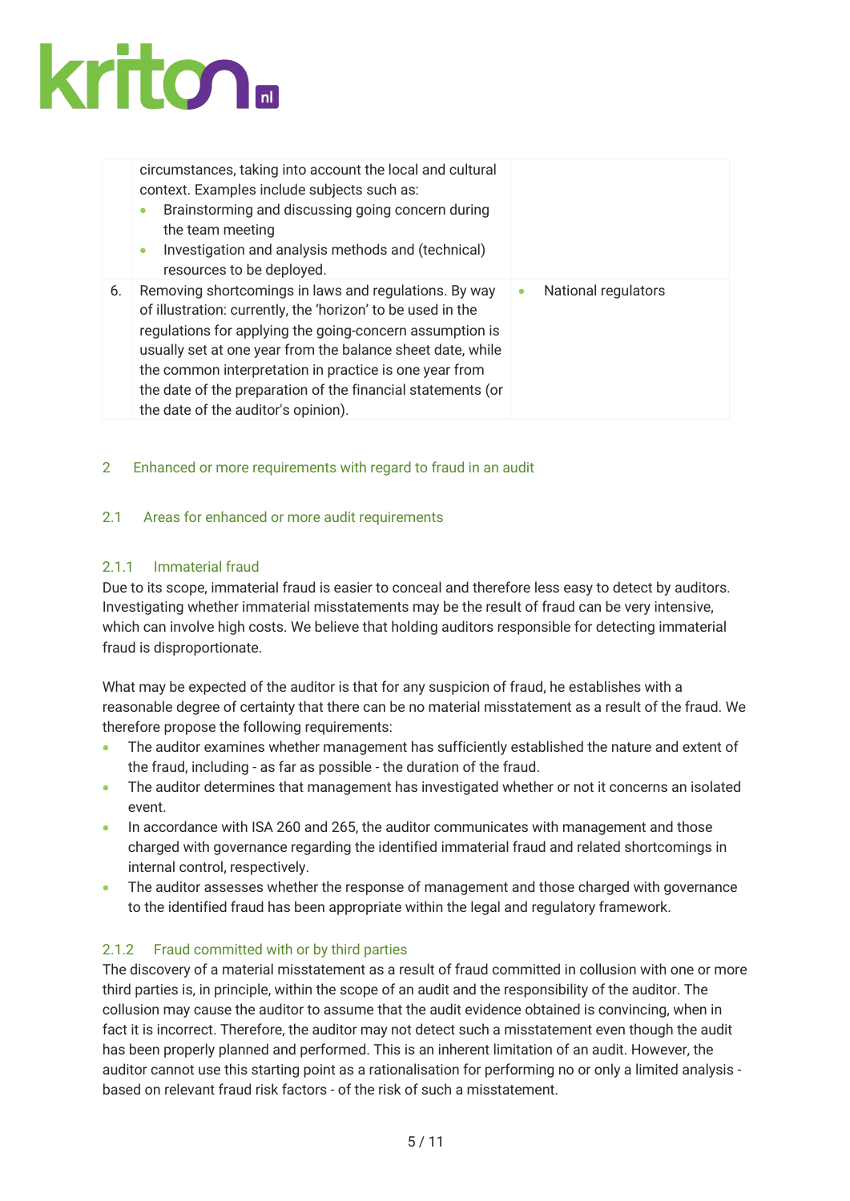| | | |
|---|---|---|
| | circumstances, taking into account the local and cultural context. Examples include subjects such as:<br>• Brainstorming and discussing going concern during the team meeting<br>• Investigation and analysis methods and (technical) resources to be deployed. | |
| 6. | Removing shortcomings in laws and regulations. By way of illustration: currently, the 'horizon' to be used in the regulations for applying the going-concern assumption is usually set at one year from the balance sheet date, while the common interpretation in practice is one year from the date of the preparation of the financial statements (or the date of the auditor's opinion). | • National regulators |

## 2 Enhanced or more requirements with regard to fraud in an audit

### 2.1 Areas for enhanced or more audit requirements

#### 2.1.1 Immaterial fraud

Due to its scope, immaterial fraud is easier to conceal and therefore less easy to detect by auditors. Investigating whether immaterial misstatements may be the result of fraud can be very intensive, which can involve high costs. We believe that holding auditors responsible for detecting immaterial fraud is disproportionate.

What may be expected of the auditor is that for any suspicion of fraud, he establishes with a reasonable degree of certainty that there can be no material misstatement as a result of the fraud. We therefore propose the following requirements:

- The auditor examines whether management has sufficiently established the nature and extent of the fraud, including - as far as possible - the duration of the fraud.
- The auditor determines that management has investigated whether or not it concerns an isolated event.
- In accordance with ISA 260 and 265, the auditor communicates with management and those charged with governance regarding the identified immaterial fraud and related shortcomings in internal control, respectively.
- The auditor assesses whether the response of management and those charged with governance to the identified fraud has been appropriate within the legal and regulatory framework.

#### 2.1.2 Fraud committed with or by third parties

The discovery of a material misstatement as a result of fraud committed in collusion with one or more third parties is, in principle, within the scope of an audit and the responsibility of the auditor. The collusion may cause the auditor to assume that the audit evidence obtained is convincing, when in fact it is incorrect. Therefore, the auditor may not detect such a misstatement even though the audit has been properly planned and performed. This is an inherent limitation of an audit. However, the auditor cannot use this starting point as a rationalisation for performing no or only a limited analysis - based on relevant fraud risk factors - of the risk of such a misstatement.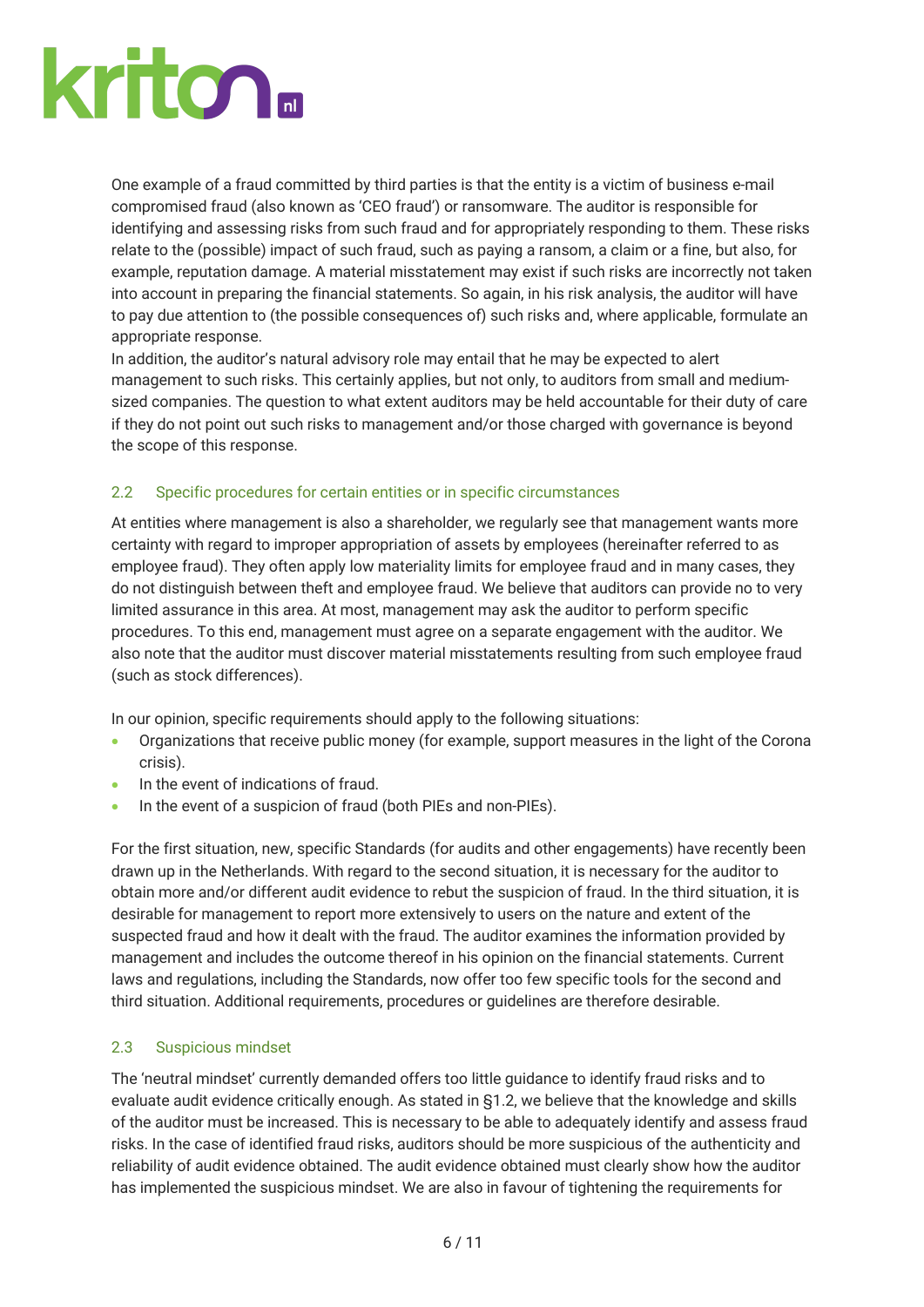One example of a fraud committed by third parties is that the entity is a victim of business e-mail compromised fraud (also known as 'CEO fraud') or ransomware. The auditor is responsible for identifying and assessing risks from such fraud and for appropriately responding to them. These risks relate to the (possible) impact of such fraud, such as paying a ransom, a claim or a fine, but also, for example, reputation damage. A material misstatement may exist if such risks are incorrectly not taken into account in preparing the financial statements. So again, in his risk analysis, the auditor will have to pay due attention to (the possible consequences of) such risks and, where applicable, formulate an appropriate response.
In addition, the auditor's natural advisory role may entail that he may be expected to alert management to such risks. This certainly applies, but not only, to auditors from small and medium-sized companies. The question to what extent auditors may be held accountable for their duty of care if they do not point out such risks to management and/or those charged with governance is beyond the scope of this response.

### 2.2 Specific procedures for certain entities or in specific circumstances

At entities where management is also a shareholder, we regularly see that management wants more certainty with regard to improper appropriation of assets by employees (hereinafter referred to as employee fraud). They often apply low materiality limits for employee fraud and in many cases, they do not distinguish between theft and employee fraud. We believe that auditors can provide no to very limited assurance in this area. At most, management may ask the auditor to perform specific procedures. To this end, management must agree on a separate engagement with the auditor. We also note that the auditor must discover material misstatements resulting from such employee fraud (such as stock differences).

In our opinion, specific requirements should apply to the following situations:

- Organizations that receive public money (for example, support measures in the light of the Corona crisis).
- In the event of indications of fraud.
- In the event of a suspicion of fraud (both PIEs and non-PIEs).

For the first situation, new, specific Standards (for audits and other engagements) have recently been drawn up in the Netherlands. With regard to the second situation, it is necessary for the auditor to obtain more and/or different audit evidence to rebut the suspicion of fraud. In the third situation, it is desirable for management to report more extensively to users on the nature and extent of the suspected fraud and how it dealt with the fraud. The auditor examines the information provided by management and includes the outcome thereof in his opinion on the financial statements. Current laws and regulations, including the Standards, now offer too few specific tools for the second and third situation. Additional requirements, procedures or guidelines are therefore desirable.

### 2.3 Suspicious mindset

The 'neutral mindset' currently demanded offers too little guidance to identify fraud risks and to evaluate audit evidence critically enough. As stated in §1.2, we believe that the knowledge and skills of the auditor must be increased. This is necessary to be able to adequately identify and assess fraud risks. In the case of identified fraud risks, auditors should be more suspicious of the authenticity and reliability of audit evidence obtained. The audit evidence obtained must clearly show how the auditor has implemented the suspicious mindset. We are also in favour of tightening the requirements for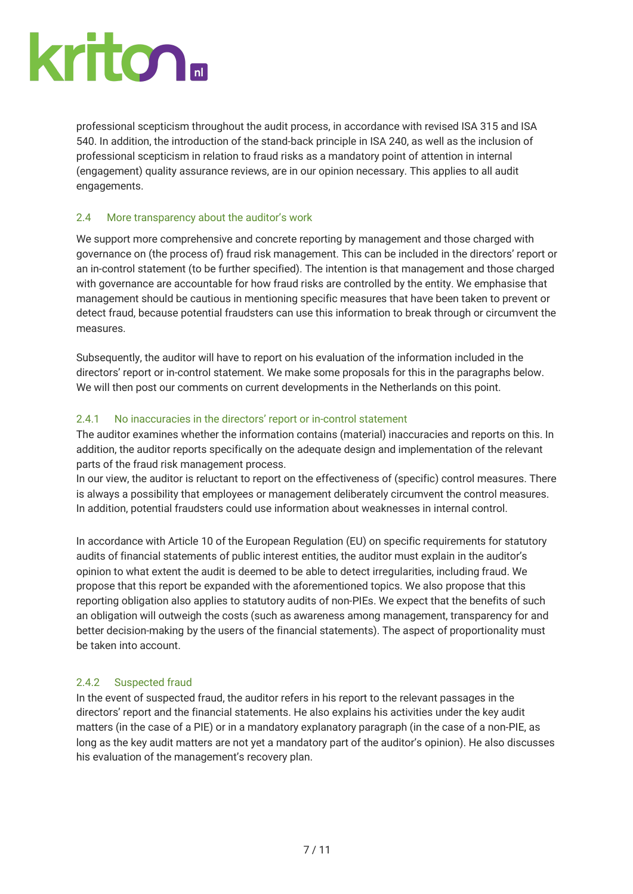professional scepticism throughout the audit process, in accordance with revised ISA 315 and ISA 540. In addition, the introduction of the stand-back principle in ISA 240, as well as the inclusion of professional scepticism in relation to fraud risks as a mandatory point of attention in internal (engagement) quality assurance reviews, are in our opinion necessary. This applies to all audit engagements.

### 2.4 More transparency about the auditor's work

We support more comprehensive and concrete reporting by management and those charged with governance on (the process of) fraud risk management. This can be included in the directors' report or an in-control statement (to be further specified). The intention is that management and those charged with governance are accountable for how fraud risks are controlled by the entity. We emphasise that management should be cautious in mentioning specific measures that have been taken to prevent or detect fraud, because potential fraudsters can use this information to break through or circumvent the measures.

Subsequently, the auditor will have to report on his evaluation of the information included in the directors' report or in-control statement. We make some proposals for this in the paragraphs below. We will then post our comments on current developments in the Netherlands on this point.

#### 2.4.1 No inaccuracies in the directors' report or in-control statement

The auditor examines whether the information contains (material) inaccuracies and reports on this. In addition, the auditor reports specifically on the adequate design and implementation of the relevant parts of the fraud risk management process.
In our view, the auditor is reluctant to report on the effectiveness of (specific) control measures. There is always a possibility that employees or management deliberately circumvent the control measures. In addition, potential fraudsters could use information about weaknesses in internal control.

In accordance with Article 10 of the European Regulation (EU) on specific requirements for statutory audits of financial statements of public interest entities, the auditor must explain in the auditor's opinion to what extent the audit is deemed to be able to detect irregularities, including fraud. We propose that this report be expanded with the aforementioned topics. We also propose that this reporting obligation also applies to statutory audits of non-PIEs. We expect that the benefits of such an obligation will outweigh the costs (such as awareness among management, transparency for and better decision-making by the users of the financial statements). The aspect of proportionality must be taken into account.

#### 2.4.2 Suspected fraud

In the event of suspected fraud, the auditor refers in his report to the relevant passages in the directors' report and the financial statements. He also explains his activities under the key audit matters (in the case of a PIE) or in a mandatory explanatory paragraph (in the case of a non-PIE, as long as the key audit matters are not yet a mandatory part of the auditor's opinion). He also discusses his evaluation of the management's recovery plan.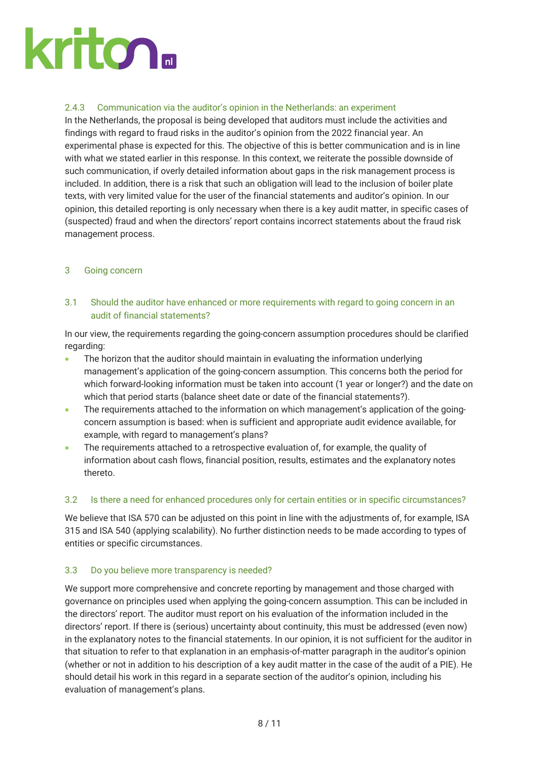#### 2.4.3 Communication via the auditor's opinion in the Netherlands: an experiment

In the Netherlands, the proposal is being developed that auditors must include the activities and findings with regard to fraud risks in the auditor's opinion from the 2022 financial year. An experimental phase is expected for this. The objective of this is better communication and is in line with what we stated earlier in this response. In this context, we reiterate the possible downside of such communication, if overly detailed information about gaps in the risk management process is included. In addition, there is a risk that such an obligation will lead to the inclusion of boiler plate texts, with very limited value for the user of the financial statements and auditor's opinion. In our opinion, this detailed reporting is only necessary when there is a key audit matter, in specific cases of (suspected) fraud and when the directors' report contains incorrect statements about the fraud risk management process.

## 3 Going concern

### 3.1 Should the auditor have enhanced or more requirements with regard to going concern in an audit of financial statements?

In our view, the requirements regarding the going-concern assumption procedures should be clarified regarding:

- The horizon that the auditor should maintain in evaluating the information underlying management's application of the going-concern assumption. This concerns both the period for which forward-looking information must be taken into account (1 year or longer?) and the date on which that period starts (balance sheet date or date of the financial statements?).
- The requirements attached to the information on which management's application of the going-concern assumption is based: when is sufficient and appropriate audit evidence available, for example, with regard to management's plans?
- The requirements attached to a retrospective evaluation of, for example, the quality of information about cash flows, financial position, results, estimates and the explanatory notes thereto.

### 3.2 Is there a need for enhanced procedures only for certain entities or in specific circumstances?

We believe that ISA 570 can be adjusted on this point in line with the adjustments of, for example, ISA 315 and ISA 540 (applying scalability). No further distinction needs to be made according to types of entities or specific circumstances.

### 3.3 Do you believe more transparency is needed?

We support more comprehensive and concrete reporting by management and those charged with governance on principles used when applying the going-concern assumption. This can be included in the directors' report. The auditor must report on his evaluation of the information included in the directors' report. If there is (serious) uncertainty about continuity, this must be addressed (even now) in the explanatory notes to the financial statements. In our opinion, it is not sufficient for the auditor in that situation to refer to that explanation in an emphasis-of-matter paragraph in the auditor's opinion (whether or not in addition to his description of a key audit matter in the case of the audit of a PIE). He should detail his work in this regard in a separate section of the auditor's opinion, including his evaluation of management's plans.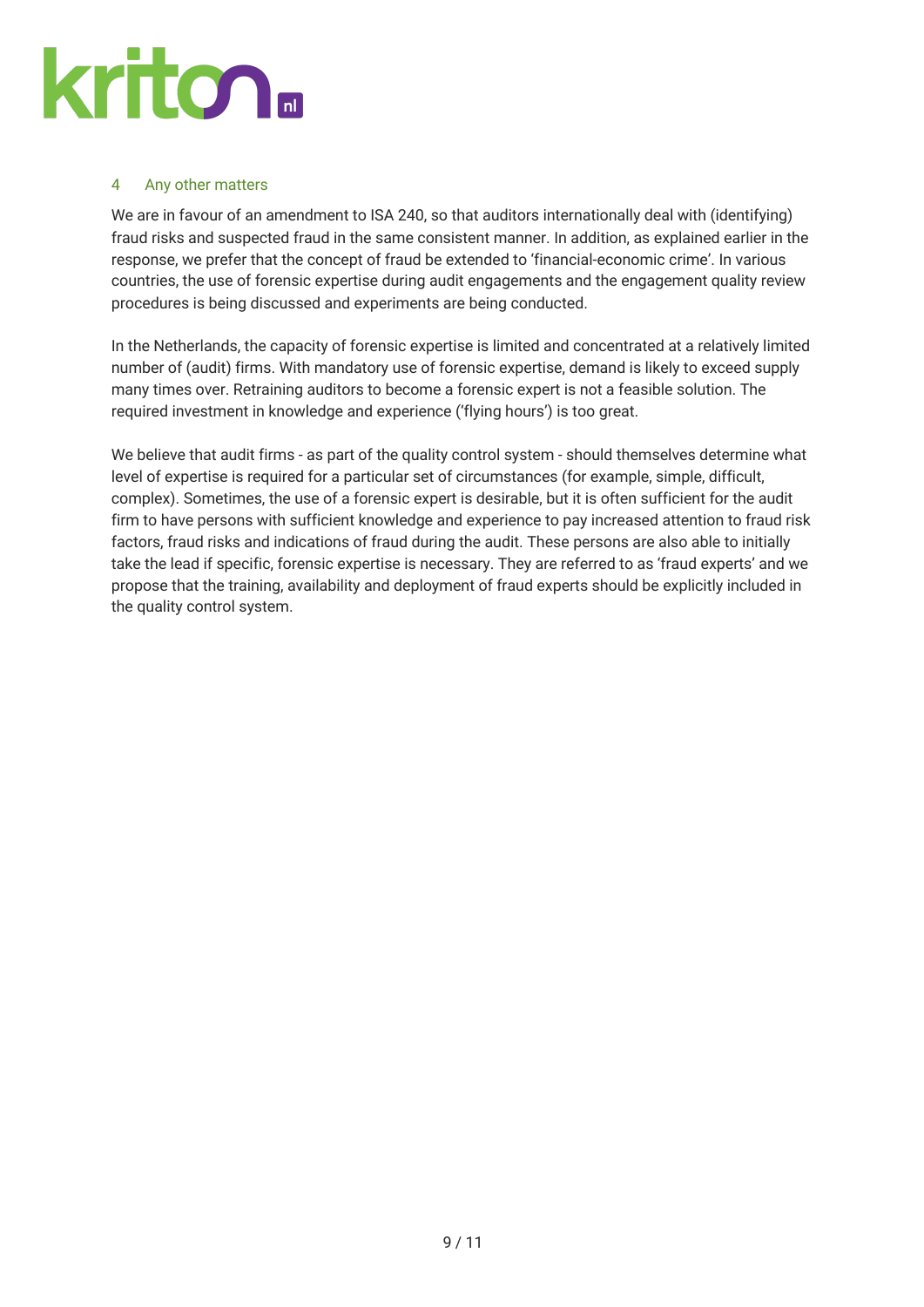## 4 Any other matters

We are in favour of an amendment to ISA 240, so that auditors internationally deal with (identifying) fraud risks and suspected fraud in the same consistent manner. In addition, as explained earlier in the response, we prefer that the concept of fraud be extended to 'financial-economic crime'. In various countries, the use of forensic expertise during audit engagements and the engagement quality review procedures is being discussed and experiments are being conducted.

In the Netherlands, the capacity of forensic expertise is limited and concentrated at a relatively limited number of (audit) firms. With mandatory use of forensic expertise, demand is likely to exceed supply many times over. Retraining auditors to become a forensic expert is not a feasible solution. The required investment in knowledge and experience ('flying hours') is too great.

We believe that audit firms - as part of the quality control system - should themselves determine what level of expertise is required for a particular set of circumstances (for example, simple, difficult, complex). Sometimes, the use of a forensic expert is desirable, but it is often sufficient for the audit firm to have persons with sufficient knowledge and experience to pay increased attention to fraud risk factors, fraud risks and indications of fraud during the audit. These persons are also able to initially take the lead if specific, forensic expertise is necessary. They are referred to as 'fraud experts' and we propose that the training, availability and deployment of fraud experts should be explicitly included in the quality control system.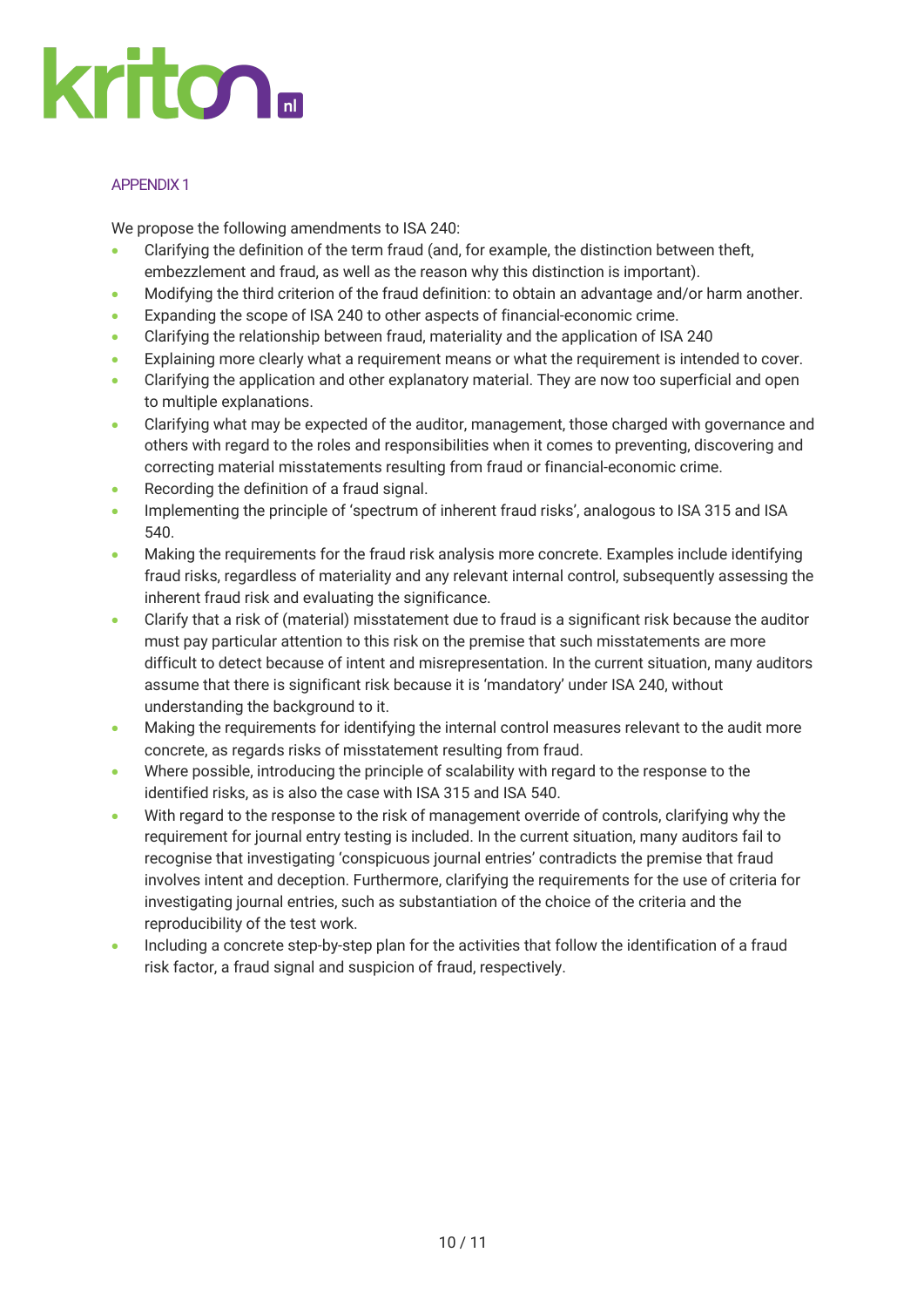## APPENDIX 1

We propose the following amendments to ISA 240:

- Clarifying the definition of the term fraud (and, for example, the distinction between theft, embezzlement and fraud, as well as the reason why this distinction is important).
- Modifying the third criterion of the fraud definition: to obtain an advantage and/or harm another.
- Expanding the scope of ISA 240 to other aspects of financial-economic crime.
- Clarifying the relationship between fraud, materiality and the application of ISA 240
- Explaining more clearly what a requirement means or what the requirement is intended to cover.
- Clarifying the application and other explanatory material. They are now too superficial and open to multiple explanations.
- Clarifying what may be expected of the auditor, management, those charged with governance and others with regard to the roles and responsibilities when it comes to preventing, discovering and correcting material misstatements resulting from fraud or financial-economic crime.
- Recording the definition of a fraud signal.
- Implementing the principle of 'spectrum of inherent fraud risks', analogous to ISA 315 and ISA 540.
- Making the requirements for the fraud risk analysis more concrete. Examples include identifying fraud risks, regardless of materiality and any relevant internal control, subsequently assessing the inherent fraud risk and evaluating the significance.
- Clarify that a risk of (material) misstatement due to fraud is a significant risk because the auditor must pay particular attention to this risk on the premise that such misstatements are more difficult to detect because of intent and misrepresentation. In the current situation, many auditors assume that there is significant risk because it is 'mandatory' under ISA 240, without understanding the background to it.
- Making the requirements for identifying the internal control measures relevant to the audit more concrete, as regards risks of misstatement resulting from fraud.
- Where possible, introducing the principle of scalability with regard to the response to the identified risks, as is also the case with ISA 315 and ISA 540.
- With regard to the response to the risk of management override of controls, clarifying why the requirement for journal entry testing is included. In the current situation, many auditors fail to recognise that investigating 'conspicuous journal entries' contradicts the premise that fraud involves intent and deception. Furthermore, clarifying the requirements for the use of criteria for investigating journal entries, such as substantiation of the choice of the criteria and the reproducibility of the test work.
- Including a concrete step-by-step plan for the activities that follow the identification of a fraud risk factor, a fraud signal and suspicion of fraud, respectively.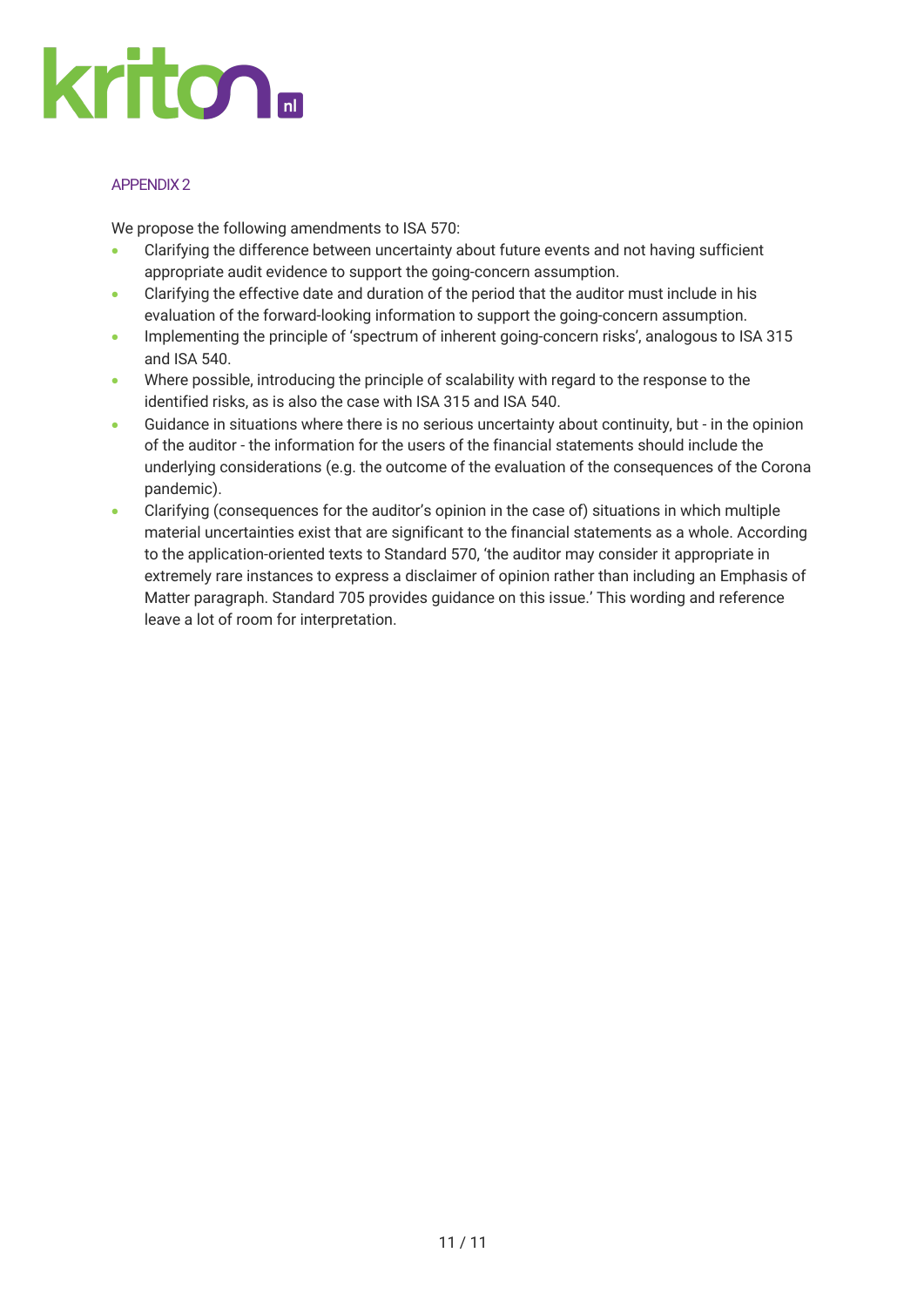APPENDIX 2

We propose the following amendments to ISA 570:

- Clarifying the difference between uncertainty about future events and not having sufficient appropriate audit evidence to support the going-concern assumption.
- Clarifying the effective date and duration of the period that the auditor must include in his evaluation of the forward-looking information to support the going-concern assumption.
- Implementing the principle of 'spectrum of inherent going-concern risks', analogous to ISA 315 and ISA 540.
- Where possible, introducing the principle of scalability with regard to the response to the identified risks, as is also the case with ISA 315 and ISA 540.
- Guidance in situations where there is no serious uncertainty about continuity, but - in the opinion of the auditor - the information for the users of the financial statements should include the underlying considerations (e.g. the outcome of the evaluation of the consequences of the Corona pandemic).
- Clarifying (consequences for the auditor's opinion in the case of) situations in which multiple material uncertainties exist that are significant to the financial statements as a whole. According to the application-oriented texts to Standard 570, 'the auditor may consider it appropriate in extremely rare instances to express a disclaimer of opinion rather than including an Emphasis of Matter paragraph. Standard 705 provides guidance on this issue.' This wording and reference leave a lot of room for interpretation.